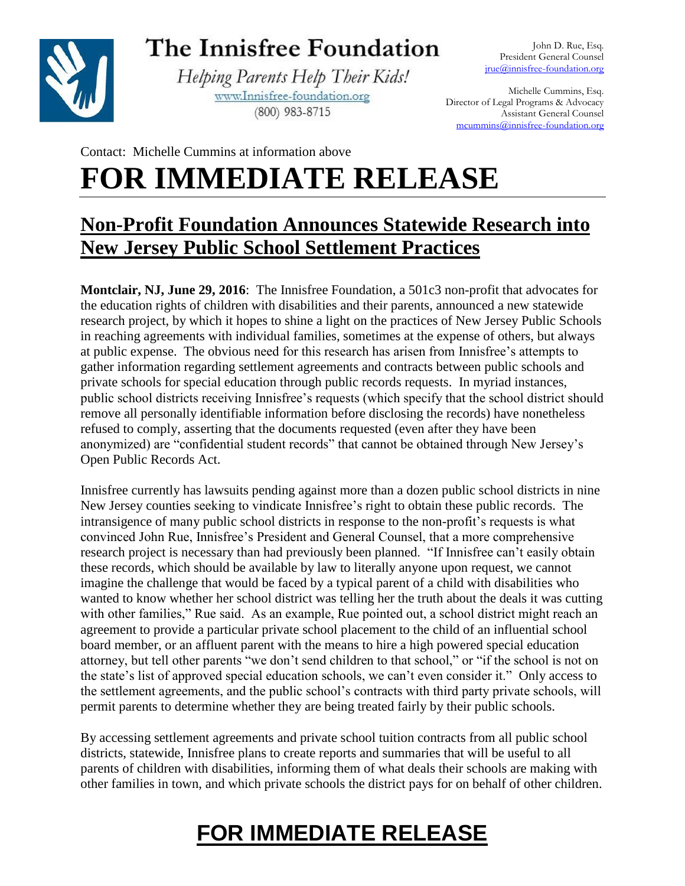# The Innisfree Foundation

*Helping Parents Help Their Kids!*

www.Innisfree-foundation.org

(800) 983-8715

John D. Rue, Esq.
President General Counsel
jrue@innisfree-foundation.org

Michelle Cummins, Esq.
Director of Legal Programs & Advocacy
Assistant General Counsel
mcummins@innisfree-foundation.org

Contact: Michelle Cummins at information above

# FOR IMMEDIATE RELEASE

## Non-Profit Foundation Announces Statewide Research into New Jersey Public School Settlement Practices

**Montclair, NJ, June 29, 2016**: The Innisfree Foundation, a 501c3 non-profit that advocates for the education rights of children with disabilities and their parents, announced a new statewide research project, by which it hopes to shine a light on the practices of New Jersey Public Schools in reaching agreements with individual families, sometimes at the expense of others, but always at public expense. The obvious need for this research has arisen from Innisfree's attempts to gather information regarding settlement agreements and contracts between public schools and private schools for special education through public records requests. In myriad instances, public school districts receiving Innisfree's requests (which specify that the school district should remove all personally identifiable information before disclosing the records) have nonetheless refused to comply, asserting that the documents requested (even after they have been anonymized) are "confidential student records" that cannot be obtained through New Jersey's Open Public Records Act.

Innisfree currently has lawsuits pending against more than a dozen public school districts in nine New Jersey counties seeking to vindicate Innisfree's right to obtain these public records. The intransigence of many public school districts in response to the non-profit's requests is what convinced John Rue, Innisfree's President and General Counsel, that a more comprehensive research project is necessary than had previously been planned. "If Innisfree can't easily obtain these records, which should be available by law to literally anyone upon request, we cannot imagine the challenge that would be faced by a typical parent of a child with disabilities who wanted to know whether her school district was telling her the truth about the deals it was cutting with other families," Rue said. As an example, Rue pointed out, a school district might reach an agreement to provide a particular private school placement to the child of an influential school board member, or an affluent parent with the means to hire a high powered special education attorney, but tell other parents "we don't send children to that school," or "if the school is not on the state's list of approved special education schools, we can't even consider it." Only access to the settlement agreements, and the public school's contracts with third party private schools, will permit parents to determine whether they are being treated fairly by their public schools.

By accessing settlement agreements and private school tuition contracts from all public school districts, statewide, Innisfree plans to create reports and summaries that will be useful to all parents of children with disabilities, informing them of what deals their schools are making with other families in town, and which private schools the district pays for on behalf of other children.

# FOR IMMEDIATE RELEASE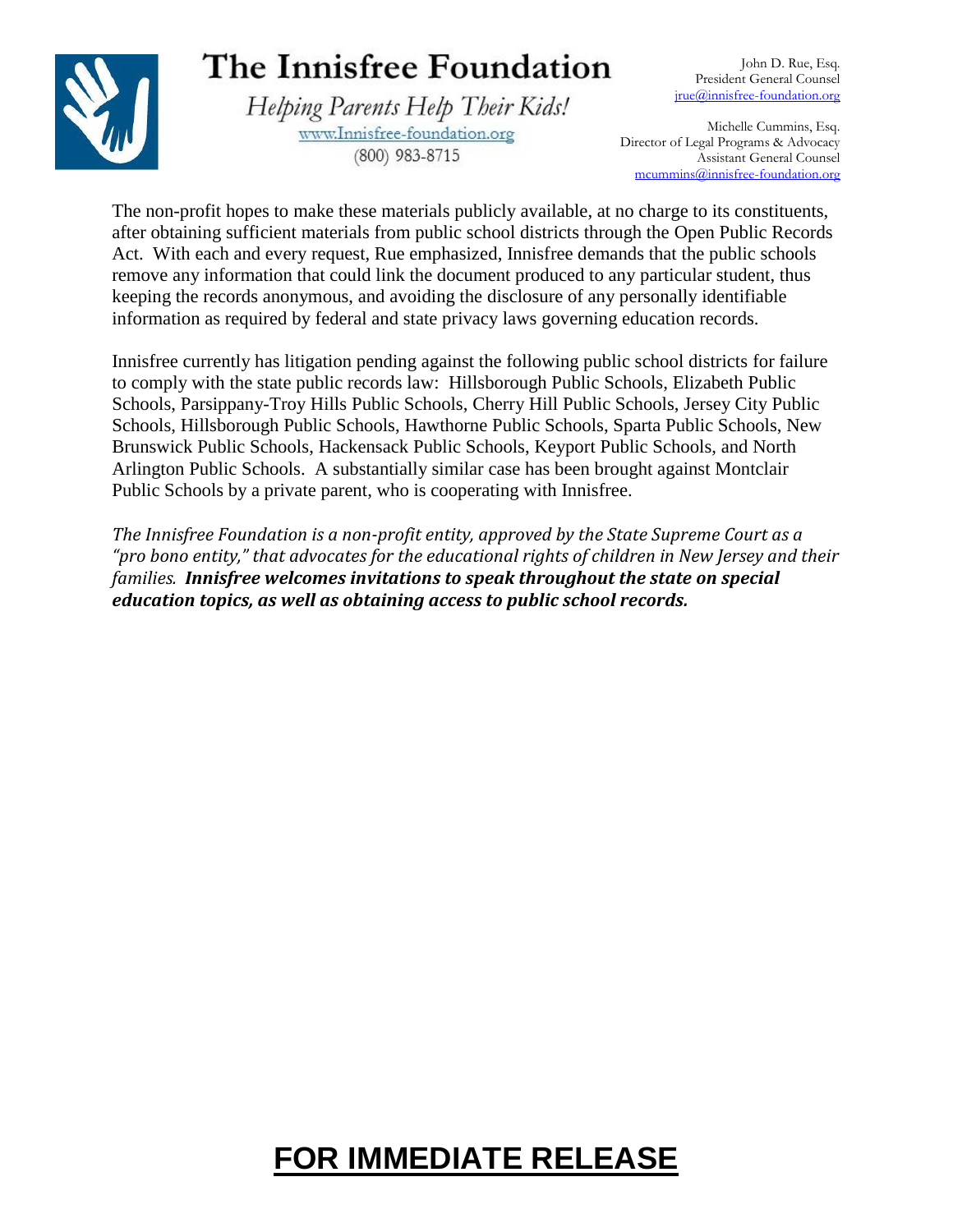# The Innisfree Foundation

*Helping Parents Help Their Kids!*

www.Innisfree-foundation.org

(800) 983-8715

John D. Rue, Esq.
President General Counsel
jrue@innisfree-foundation.org

Michelle Cummins, Esq.
Director of Legal Programs & Advocacy
Assistant General Counsel
mcummins@innisfree-foundation.org

The non-profit hopes to make these materials publicly available, at no charge to its constituents, after obtaining sufficient materials from public school districts through the Open Public Records Act. With each and every request, Rue emphasized, Innisfree demands that the public schools remove any information that could link the document produced to any particular student, thus keeping the records anonymous, and avoiding the disclosure of any personally identifiable information as required by federal and state privacy laws governing education records.

Innisfree currently has litigation pending against the following public school districts for failure to comply with the state public records law: Hillsborough Public Schools, Elizabeth Public Schools, Parsippany-Troy Hills Public Schools, Cherry Hill Public Schools, Jersey City Public Schools, Hillsborough Public Schools, Hawthorne Public Schools, Sparta Public Schools, New Brunswick Public Schools, Hackensack Public Schools, Keyport Public Schools, and North Arlington Public Schools. A substantially similar case has been brought against Montclair Public Schools by a private parent, who is cooperating with Innisfree.

*The Innisfree Foundation is a non-profit entity, approved by the State Supreme Court as a "pro bono entity," that advocates for the educational rights of children in New Jersey and their families.* ***Innisfree welcomes invitations to speak throughout the state on special education topics, as well as obtaining access to public school records.***

## FOR IMMEDIATE RELEASE